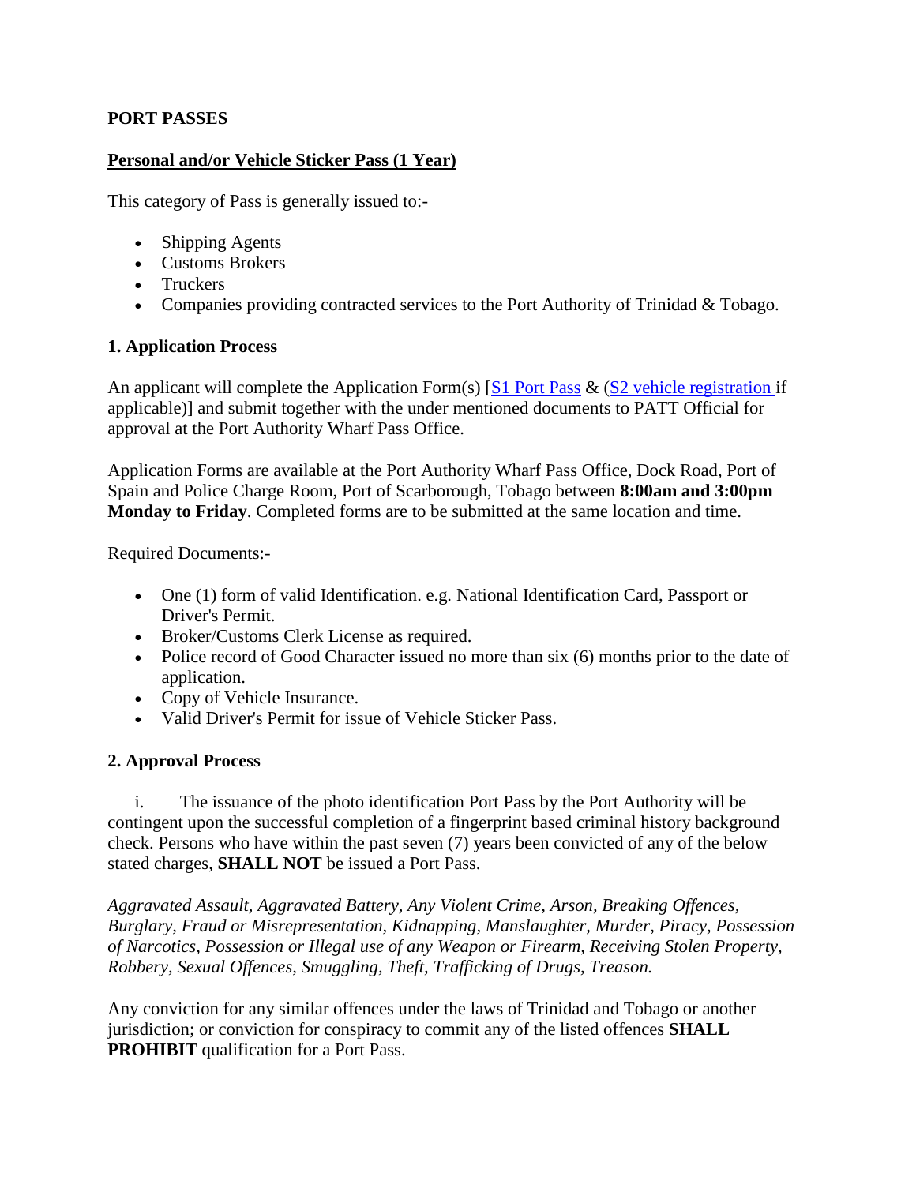# PORT PASSES

## Personal and/or Vehicle Sticker Pass (1 Year)

This category of Pass is generally issued to:-

- Shipping Agents
- Customs Brokers
- Truckers
- Companies providing contracted services to the Port Authority of Trinidad & Tobago.

### 1. Application Process

An applicant will complete the Application Form(s) [S1 Port Pass & (S2 vehicle registration if applicable)] and submit together with the under mentioned documents to PATT Official for approval at the Port Authority Wharf Pass Office.

Application Forms are available at the Port Authority Wharf Pass Office, Dock Road, Port of Spain and Police Charge Room, Port of Scarborough, Tobago between **8:00am and 3:00pm Monday to Friday**. Completed forms are to be submitted at the same location and time.

Required Documents:-

- One (1) form of valid Identification. e.g. National Identification Card, Passport or Driver's Permit.
- Broker/Customs Clerk License as required.
- Police record of Good Character issued no more than six (6) months prior to the date of application.
- Copy of Vehicle Insurance.
- Valid Driver's Permit for issue of Vehicle Sticker Pass.

### 2. Approval Process

i. The issuance of the photo identification Port Pass by the Port Authority will be contingent upon the successful completion of a fingerprint based criminal history background check. Persons who have within the past seven (7) years been convicted of any of the below stated charges, **SHALL NOT** be issued a Port Pass.

*Aggravated Assault, Aggravated Battery, Any Violent Crime, Arson, Breaking Offences, Burglary, Fraud or Misrepresentation, Kidnapping, Manslaughter, Murder, Piracy, Possession of Narcotics, Possession or Illegal use of any Weapon or Firearm, Receiving Stolen Property, Robbery, Sexual Offences, Smuggling, Theft, Trafficking of Drugs, Treason.*

Any conviction for any similar offences under the laws of Trinidad and Tobago or another jurisdiction; or conviction for conspiracy to commit any of the listed offences **SHALL PROHIBIT** qualification for a Port Pass.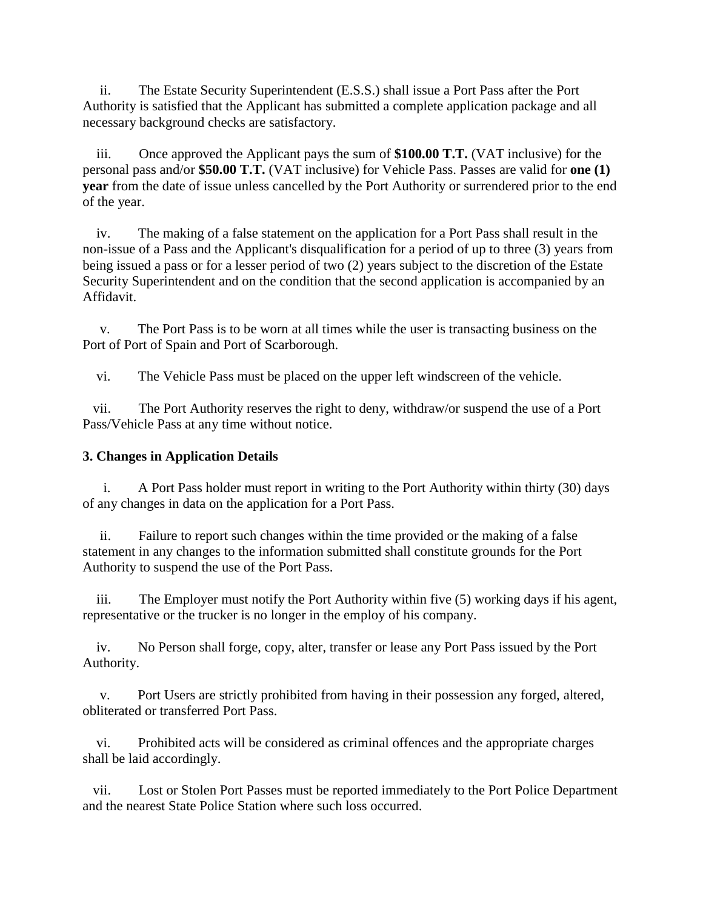ii. The Estate Security Superintendent (E.S.S.) shall issue a Port Pass after the Port Authority is satisfied that the Applicant has submitted a complete application package and all necessary background checks are satisfactory.

iii. Once approved the Applicant pays the sum of **$100.00 T.T.** (VAT inclusive) for the personal pass and/or **$50.00 T.T.** (VAT inclusive) for Vehicle Pass. Passes are valid for **one (1) year** from the date of issue unless cancelled by the Port Authority or surrendered prior to the end of the year.

iv. The making of a false statement on the application for a Port Pass shall result in the non-issue of a Pass and the Applicant's disqualification for a period of up to three (3) years from being issued a pass or for a lesser period of two (2) years subject to the discretion of the Estate Security Superintendent and on the condition that the second application is accompanied by an Affidavit.

v. The Port Pass is to be worn at all times while the user is transacting business on the Port of Port of Spain and Port of Scarborough.

vi. The Vehicle Pass must be placed on the upper left windscreen of the vehicle.

vii. The Port Authority reserves the right to deny, withdraw/or suspend the use of a Port Pass/Vehicle Pass at any time without notice.

**3. Changes in Application Details**

i. A Port Pass holder must report in writing to the Port Authority within thirty (30) days of any changes in data on the application for a Port Pass.

ii. Failure to report such changes within the time provided or the making of a false statement in any changes to the information submitted shall constitute grounds for the Port Authority to suspend the use of the Port Pass.

iii. The Employer must notify the Port Authority within five (5) working days if his agent, representative or the trucker is no longer in the employ of his company.

iv. No Person shall forge, copy, alter, transfer or lease any Port Pass issued by the Port Authority.

v. Port Users are strictly prohibited from having in their possession any forged, altered, obliterated or transferred Port Pass.

vi. Prohibited acts will be considered as criminal offences and the appropriate charges shall be laid accordingly.

vii. Lost or Stolen Port Passes must be reported immediately to the Port Police Department and the nearest State Police Station where such loss occurred.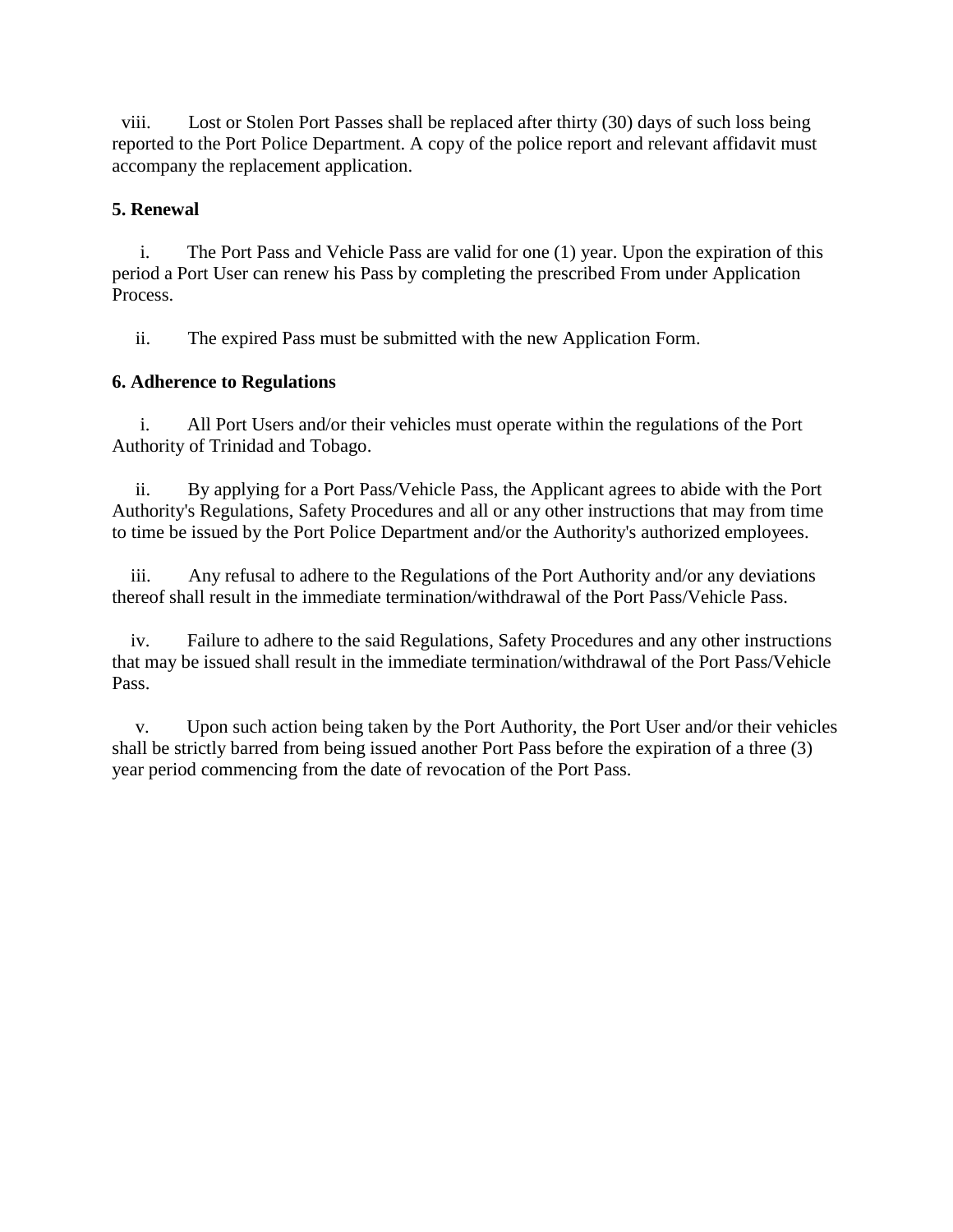viii. Lost or Stolen Port Passes shall be replaced after thirty (30) days of such loss being reported to the Port Police Department. A copy of the police report and relevant affidavit must accompany the replacement application.

**5. Renewal**

i. The Port Pass and Vehicle Pass are valid for one (1) year. Upon the expiration of this period a Port User can renew his Pass by completing the prescribed From under Application Process.

ii. The expired Pass must be submitted with the new Application Form.

**6. Adherence to Regulations**

i. All Port Users and/or their vehicles must operate within the regulations of the Port Authority of Trinidad and Tobago.

ii. By applying for a Port Pass/Vehicle Pass, the Applicant agrees to abide with the Port Authority's Regulations, Safety Procedures and all or any other instructions that may from time to time be issued by the Port Police Department and/or the Authority's authorized employees.

iii. Any refusal to adhere to the Regulations of the Port Authority and/or any deviations thereof shall result in the immediate termination/withdrawal of the Port Pass/Vehicle Pass.

iv. Failure to adhere to the said Regulations, Safety Procedures and any other instructions that may be issued shall result in the immediate termination/withdrawal of the Port Pass/Vehicle Pass.

v. Upon such action being taken by the Port Authority, the Port User and/or their vehicles shall be strictly barred from being issued another Port Pass before the expiration of a three (3) year period commencing from the date of revocation of the Port Pass.